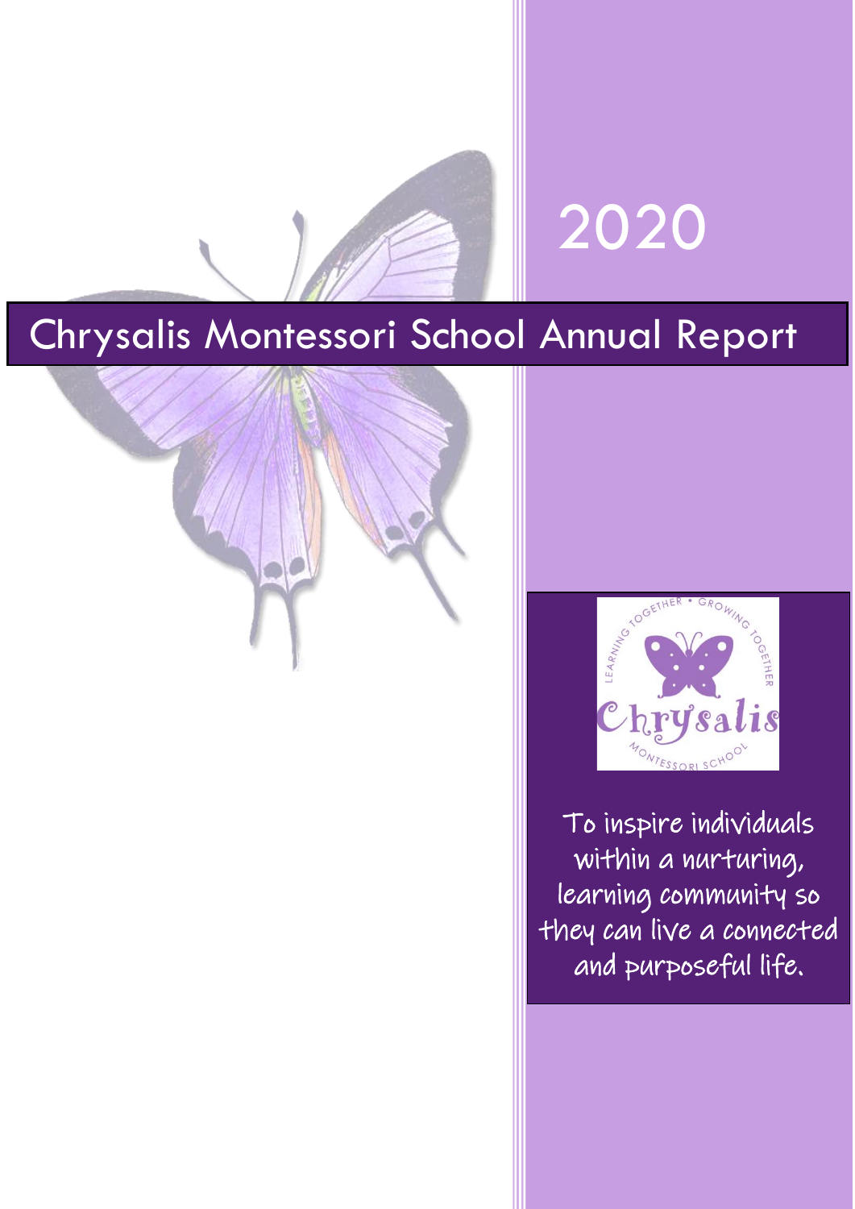# 2020

# Chrysalis Montessori School Annual Report

To inspire individuals within a nurturing, learning community so they can live a connected and purposeful life.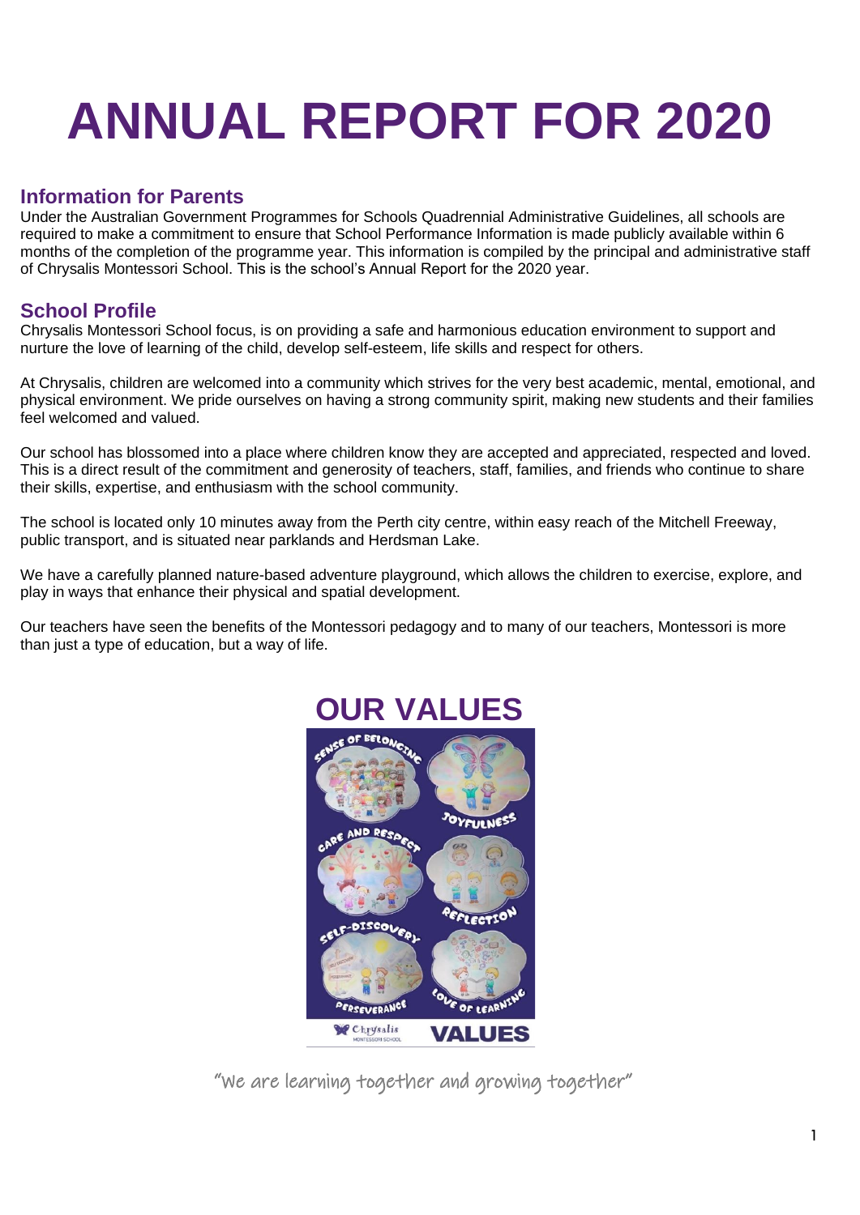# ANNUAL REPORT FOR 2020

## Information for Parents

Under the Australian Government Programmes for Schools Quadrennial Administrative Guidelines, all schools are required to make a commitment to ensure that School Performance Information is made publicly available within 6 months of the completion of the programme year. This information is compiled by the principal and administrative staff of Chrysalis Montessori School. This is the school's Annual Report for the 2020 year.

## School Profile

Chrysalis Montessori School focus, is on providing a safe and harmonious education environment to support and nurture the love of learning of the child, develop self-esteem, life skills and respect for others.

At Chrysalis, children are welcomed into a community which strives for the very best academic, mental, emotional, and physical environment. We pride ourselves on having a strong community spirit, making new students and their families feel welcomed and valued.

Our school has blossomed into a place where children know they are accepted and appreciated, respected and loved. This is a direct result of the commitment and generosity of teachers, staff, families, and friends who continue to share their skills, expertise, and enthusiasm with the school community.

The school is located only 10 minutes away from the Perth city centre, within easy reach of the Mitchell Freeway, public transport, and is situated near parklands and Herdsman Lake.

We have a carefully planned nature-based adventure playground, which allows the children to exercise, explore, and play in ways that enhance their physical and spatial development.

Our teachers have seen the benefits of the Montessori pedagogy and to many of our teachers, Montessori is more than just a type of education, but a way of life.

## OUR VALUES

SENSE OF BELONGING

JOYFULNESS

CARE AND RESPECT

REFLECTION

SELF-DISCOVERY

PERSEVERANCE

LOVE OF LEARNING

Chrysalis Montessori School VALUES

"We are learning together and growing together"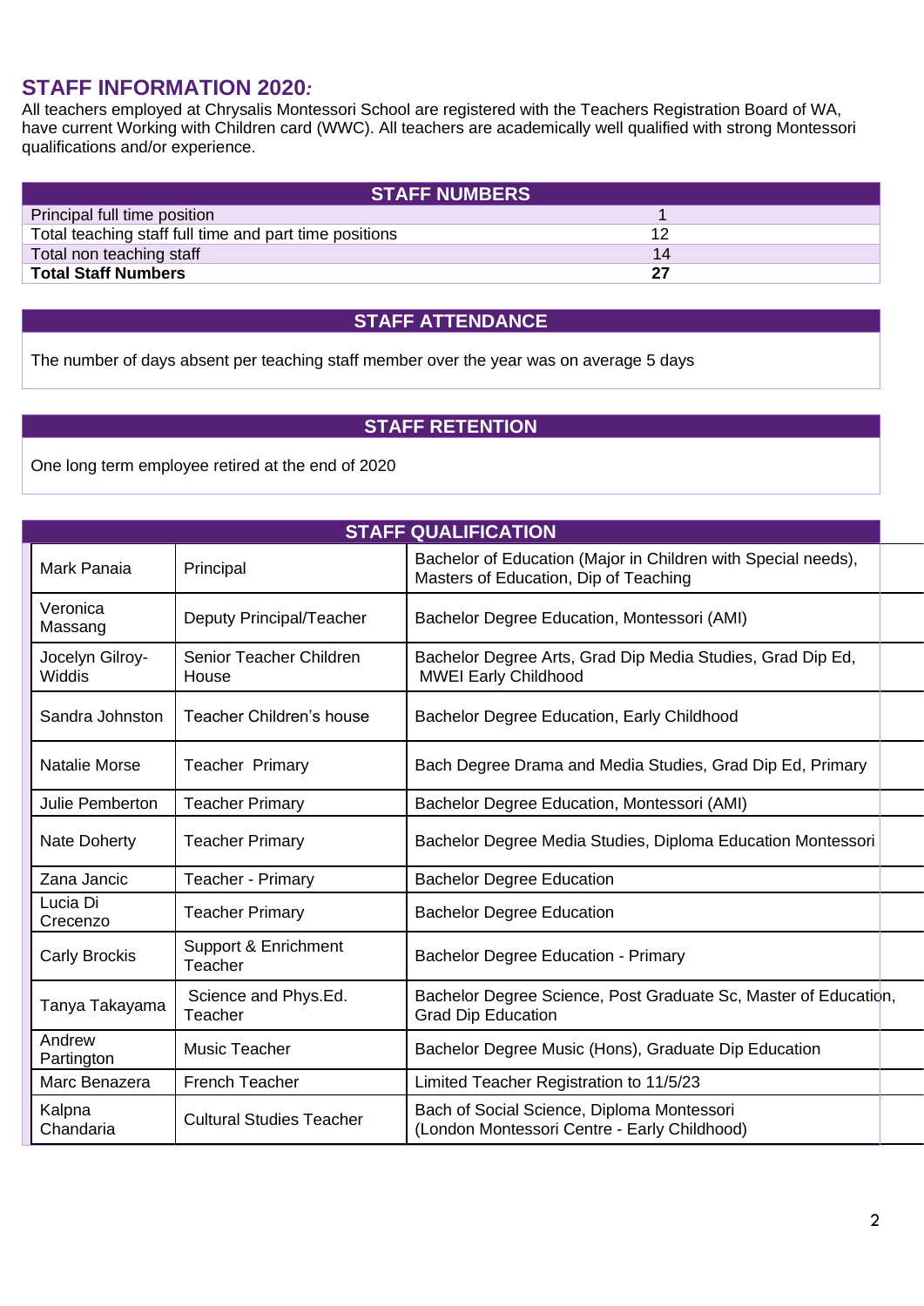## STAFF INFORMATION 2020*:*

All teachers employed at Chrysalis Montessori School are registered with the Teachers Registration Board of WA, have current Working with Children card (WWC). All teachers are academically well qualified with strong Montessori qualifications and/or experience.

| STAFF NUMBERS | |
|---|---|
| Principal full time position | 1 |
| Total teaching staff full time and part time positions | 12 |
| Total non teaching staff | 14 |
| **Total Staff Numbers** | **27** |

### STAFF ATTENDANCE

The number of days absent per teaching staff member over the year was on average 5 days

### STAFF RETENTION

One long term employee retired at the end of 2020

### STAFF QUALIFICATION

| Name | Position | Qualifications |
|---|---|---|
| Mark Panaia | Principal | Bachelor of Education (Major in Children with Special needs), Masters of Education, Dip of Teaching |
| Veronica Massang | Deputy Principal/Teacher | Bachelor Degree Education, Montessori (AMI) |
| Jocelyn Gilroy-Widdis | Senior Teacher Children House | Bachelor Degree Arts, Grad Dip Media Studies, Grad Dip Ed, MWEI Early Childhood |
| Sandra Johnston | Teacher Children's house | Bachelor Degree Education, Early Childhood |
| Natalie Morse | Teacher Primary | Bach Degree Drama and Media Studies, Grad Dip Ed, Primary |
| Julie Pemberton | Teacher Primary | Bachelor Degree Education, Montessori (AMI) |
| Nate Doherty | Teacher Primary | Bachelor Degree Media Studies, Diploma Education Montessori |
| Zana Jancic | Teacher - Primary | Bachelor Degree Education |
| Lucia Di Crecenzo | Teacher Primary | Bachelor Degree Education |
| Carly Brockis | Support & Enrichment Teacher | Bachelor Degree Education - Primary |
| Tanya Takayama | Science and Phys.Ed. Teacher | Bachelor Degree Science, Post Graduate Sc, Master of Education, Grad Dip Education |
| Andrew Partington | Music Teacher | Bachelor Degree Music (Hons), Graduate Dip Education |
| Marc Benazera | French Teacher | Limited Teacher Registration to 11/5/23 |
| Kalpna Chandaria | Cultural Studies Teacher | Bach of Social Science, Diploma Montessori (London Montessori Centre - Early Childhood) |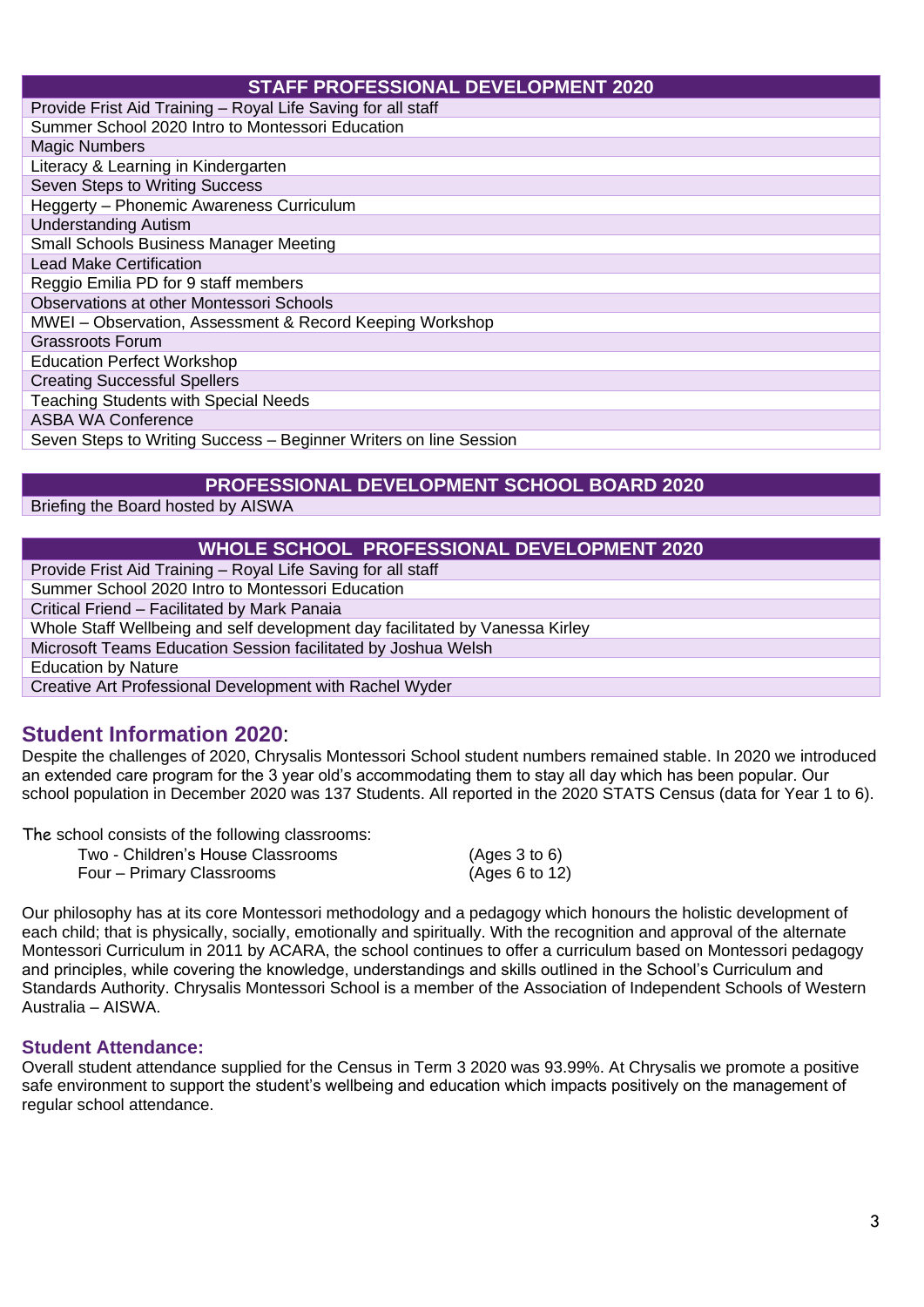| STAFF PROFESSIONAL DEVELOPMENT 2020 |
|---|
| Provide Frist Aid Training – Royal Life Saving for all staff |
| Summer School 2020 Intro to Montessori Education |
| Magic Numbers |
| Literacy & Learning in Kindergarten |
| Seven Steps to Writing Success |
| Heggerty – Phonemic Awareness Curriculum |
| Understanding Autism |
| Small Schools Business Manager Meeting |
| Lead Make Certification |
| Reggio Emilia PD for 9 staff members |
| Observations at other Montessori Schools |
| MWEI – Observation, Assessment & Record Keeping Workshop |
| Grassroots Forum |
| Education Perfect Workshop |
| Creating Successful Spellers |
| Teaching Students with Special Needs |
| ASBA WA Conference |
| Seven Steps to Writing Success – Beginner Writers on line Session |

| PROFESSIONAL DEVELOPMENT SCHOOL BOARD 2020 |
|---|
| Briefing the Board hosted by AISWA |

| WHOLE SCHOOL PROFESSIONAL DEVELOPMENT 2020 |
|---|
| Provide Frist Aid Training – Royal Life Saving for all staff |
| Summer School 2020 Intro to Montessori Education |
| Critical Friend – Facilitated by Mark Panaia |
| Whole Staff Wellbeing and self development day facilitated by Vanessa Kirley |
| Microsoft Teams Education Session facilitated by Joshua Welsh |
| Education by Nature |
| Creative Art Professional Development with Rachel Wyder |

## Student Information 2020:

Despite the challenges of 2020, Chrysalis Montessori School student numbers remained stable. In 2020 we introduced an extended care program for the 3 year old's accommodating them to stay all day which has been popular. Our school population in December 2020 was 137 Students. All reported in the 2020 STATS Census (data for Year 1 to 6).

The school consists of the following classrooms:

| | |
|---|---|
| Two - Children's House Classrooms | (Ages 3 to 6) |
| Four – Primary Classrooms | (Ages 6 to 12) |

Our philosophy has at its core Montessori methodology and a pedagogy which honours the holistic development of each child; that is physically, socially, emotionally and spiritually. With the recognition and approval of the alternate Montessori Curriculum in 2011 by ACARA, the school continues to offer a curriculum based on Montessori pedagogy and principles, while covering the knowledge, understandings and skills outlined in the School's Curriculum and Standards Authority. Chrysalis Montessori School is a member of the Association of Independent Schools of Western Australia – AISWA.

### Student Attendance:

Overall student attendance supplied for the Census in Term 3 2020 was 93.99%. At Chrysalis we promote a positive safe environment to support the student's wellbeing and education which impacts positively on the management of regular school attendance.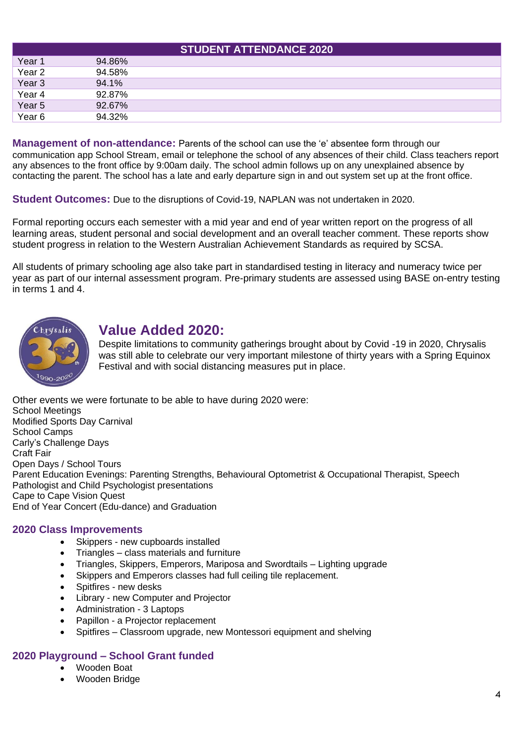| STUDENT ATTENDANCE 2020 | |
|---|---|
| Year 1 | 94.86% |
| Year 2 | 94.58% |
| Year 3 | 94.1% |
| Year 4 | 92.87% |
| Year 5 | 92.67% |
| Year 6 | 94.32% |

**Management of non-attendance:** Parents of the school can use the 'e' absentee form through our communication app School Stream, email or telephone the school of any absences of their child. Class teachers report any absences to the front office by 9:00am daily. The school admin follows up on any unexplained absence by contacting the parent. The school has a late and early departure sign in and out system set up at the front office.

**Student Outcomes:** Due to the disruptions of Covid-19, NAPLAN was not undertaken in 2020.

Formal reporting occurs each semester with a mid year and end of year written report on the progress of all learning areas, student personal and social development and an overall teacher comment. These reports show student progress in relation to the Western Australian Achievement Standards as required by SCSA.

All students of primary schooling age also take part in standardised testing in literacy and numeracy twice per year as part of our internal assessment program. Pre-primary students are assessed using BASE on-entry testing in terms 1 and 4.

## Value Added 2020:

Despite limitations to community gatherings brought about by Covid -19 in 2020, Chrysalis was still able to celebrate our very important milestone of thirty years with a Spring Equinox Festival and with social distancing measures put in place.

Other events we were fortunate to be able to have during 2020 were:
School Meetings
Modified Sports Day Carnival
School Camps
Carly's Challenge Days
Craft Fair
Open Days / School Tours
Parent Education Evenings: Parenting Strengths, Behavioural Optometrist & Occupational Therapist, Speech Pathologist and Child Psychologist presentations
Cape to Cape Vision Quest
End of Year Concert (Edu-dance) and Graduation

### 2020 Class Improvements

- Skippers - new cupboards installed
- Triangles – class materials and furniture
- Triangles, Skippers, Emperors, Mariposa and Swordtails – Lighting upgrade
- Skippers and Emperors classes had full ceiling tile replacement.
- Spitfires - new desks
- Library - new Computer and Projector
- Administration - 3 Laptops
- Papillon - a Projector replacement
- Spitfires – Classroom upgrade, new Montessori equipment and shelving

### 2020 Playground – School Grant funded

- Wooden Boat
- Wooden Bridge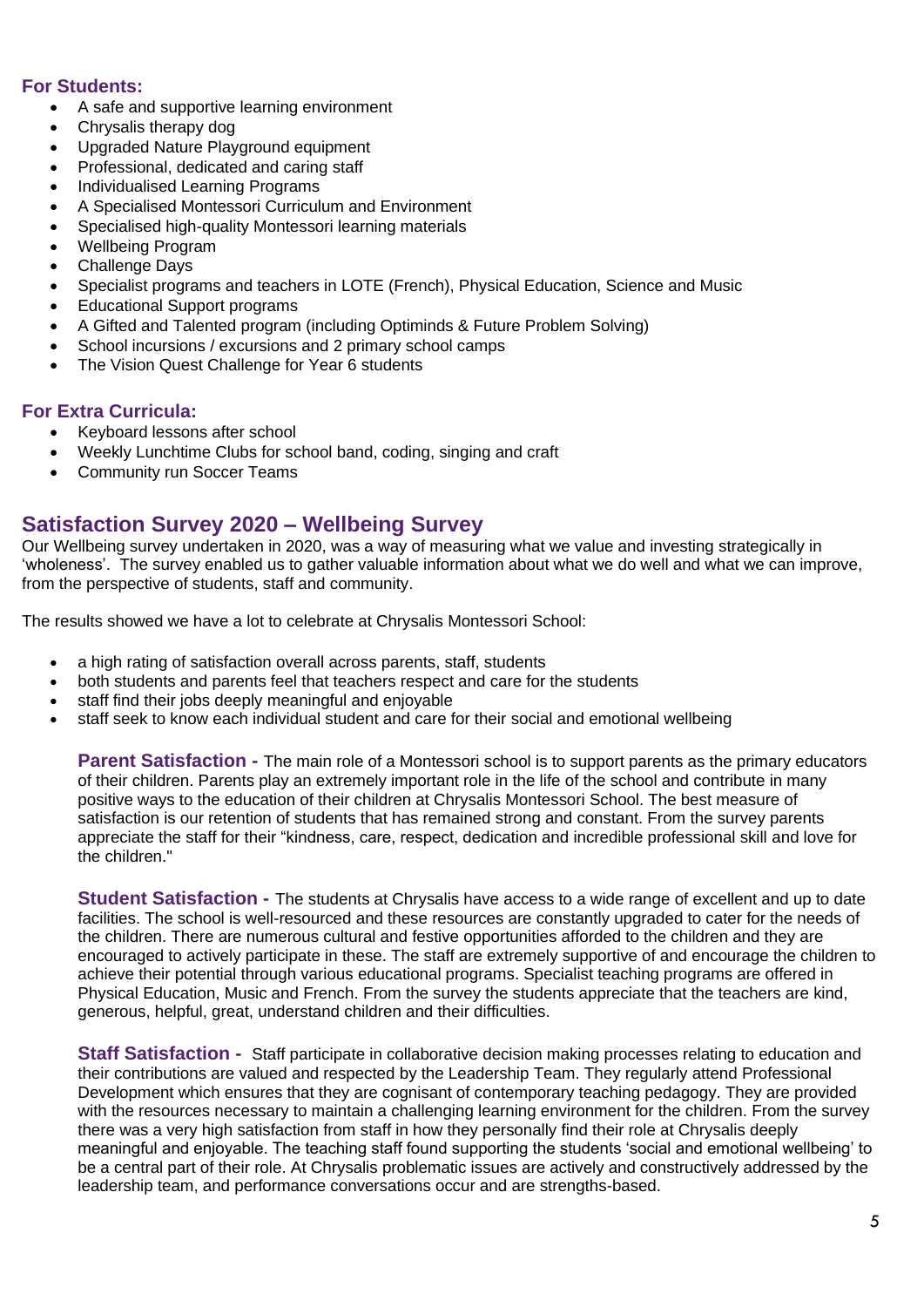### For Students:

- A safe and supportive learning environment
- Chrysalis therapy dog
- Upgraded Nature Playground equipment
- Professional, dedicated and caring staff
- Individualised Learning Programs
- A Specialised Montessori Curriculum and Environment
- Specialised high-quality Montessori learning materials
- Wellbeing Program
- Challenge Days
- Specialist programs and teachers in LOTE (French), Physical Education, Science and Music
- Educational Support programs
- A Gifted and Talented program (including Optiminds & Future Problem Solving)
- School incursions / excursions and 2 primary school camps
- The Vision Quest Challenge for Year 6 students

### For Extra Curricula:

- Keyboard lessons after school
- Weekly Lunchtime Clubs for school band, coding, singing and craft
- Community run Soccer Teams

## Satisfaction Survey 2020 – Wellbeing Survey

Our Wellbeing survey undertaken in 2020, was a way of measuring what we value and investing strategically in 'wholeness'. The survey enabled us to gather valuable information about what we do well and what we can improve, from the perspective of students, staff and community.

The results showed we have a lot to celebrate at Chrysalis Montessori School:

- a high rating of satisfaction overall across parents, staff, students
- both students and parents feel that teachers respect and care for the students
- staff find their jobs deeply meaningful and enjoyable
- staff seek to know each individual student and care for their social and emotional wellbeing

**Parent Satisfaction -** The main role of a Montessori school is to support parents as the primary educators of their children. Parents play an extremely important role in the life of the school and contribute in many positive ways to the education of their children at Chrysalis Montessori School. The best measure of satisfaction is our retention of students that has remained strong and constant. From the survey parents appreciate the staff for their "kindness, care, respect, dedication and incredible professional skill and love for the children."

**Student Satisfaction -** The students at Chrysalis have access to a wide range of excellent and up to date facilities. The school is well-resourced and these resources are constantly upgraded to cater for the needs of the children. There are numerous cultural and festive opportunities afforded to the children and they are encouraged to actively participate in these. The staff are extremely supportive of and encourage the children to achieve their potential through various educational programs. Specialist teaching programs are offered in Physical Education, Music and French. From the survey the students appreciate that the teachers are kind, generous, helpful, great, understand children and their difficulties.

**Staff Satisfaction -** Staff participate in collaborative decision making processes relating to education and their contributions are valued and respected by the Leadership Team. They regularly attend Professional Development which ensures that they are cognisant of contemporary teaching pedagogy. They are provided with the resources necessary to maintain a challenging learning environment for the children. From the survey there was a very high satisfaction from staff in how they personally find their role at Chrysalis deeply meaningful and enjoyable. The teaching staff found supporting the students 'social and emotional wellbeing' to be a central part of their role. At Chrysalis problematic issues are actively and constructively addressed by the leadership team, and performance conversations occur and are strengths-based.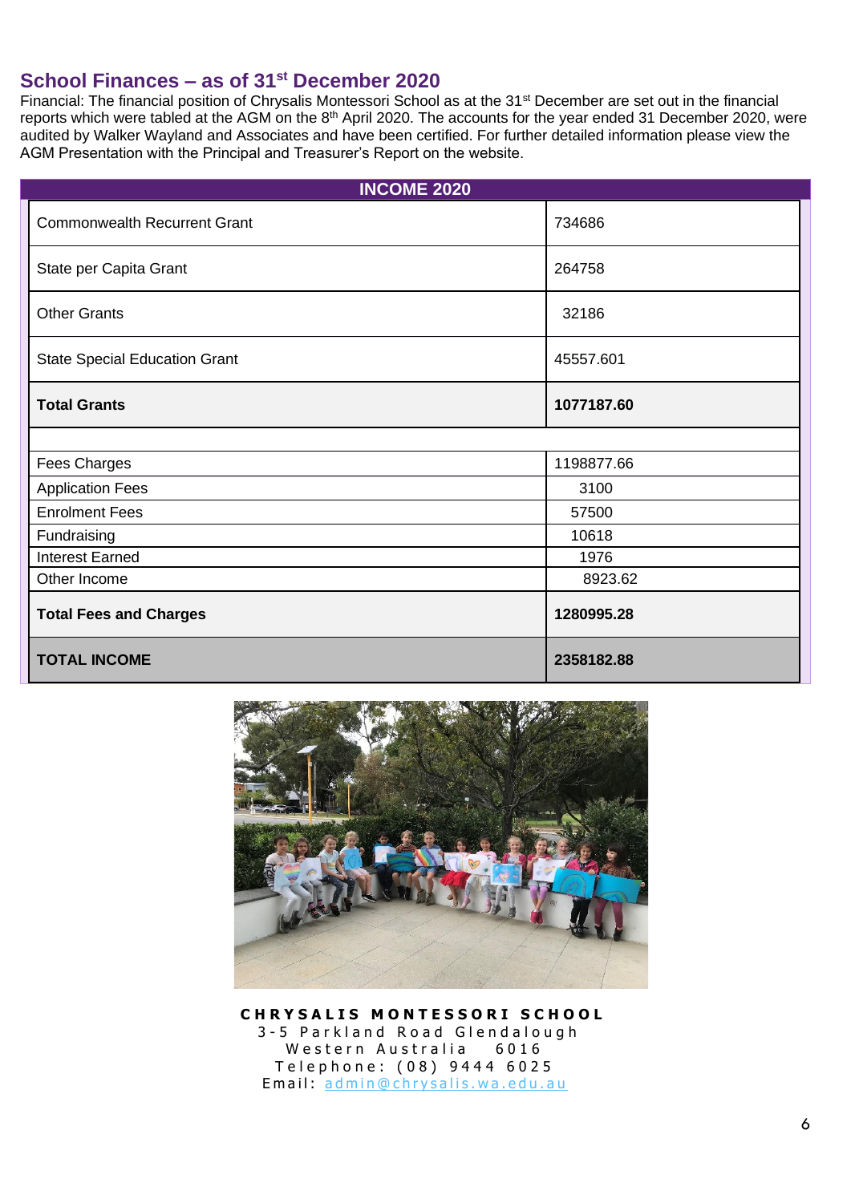## School Finances – as of 31st December 2020

Financial: The financial position of Chrysalis Montessori School as at the 31st December are set out in the financial reports which were tabled at the AGM on the 8th April 2020. The accounts for the year ended 31 December 2020, were audited by Walker Wayland and Associates and have been certified. For further detailed information please view the AGM Presentation with the Principal and Treasurer's Report on the website.

| INCOME 2020 | |
|---|---|
| Commonwealth Recurrent Grant | 734686 |
| State per Capita Grant | 264758 |
| Other Grants | 32186 |
| State Special Education Grant | 45557.601 |
| **Total Grants** | **1077187.60** |
| | |
| Fees Charges | 1198877.66 |
| Application Fees | 3100 |
| Enrolment Fees | 57500 |
| Fundraising | 10618 |
| Interest Earned | 1976 |
| Other Income | 8923.62 |
| **Total Fees and Charges** | **1280995.28** |
| **TOTAL INCOME** | **2358182.88** |

**CHRYSALIS MONTESSORI SCHOOL**
3-5 Parkland Road Glendalough
Western Australia 6016
Telephone: (08) 9444 6025
Email: admin@chrysalis.wa.edu.au